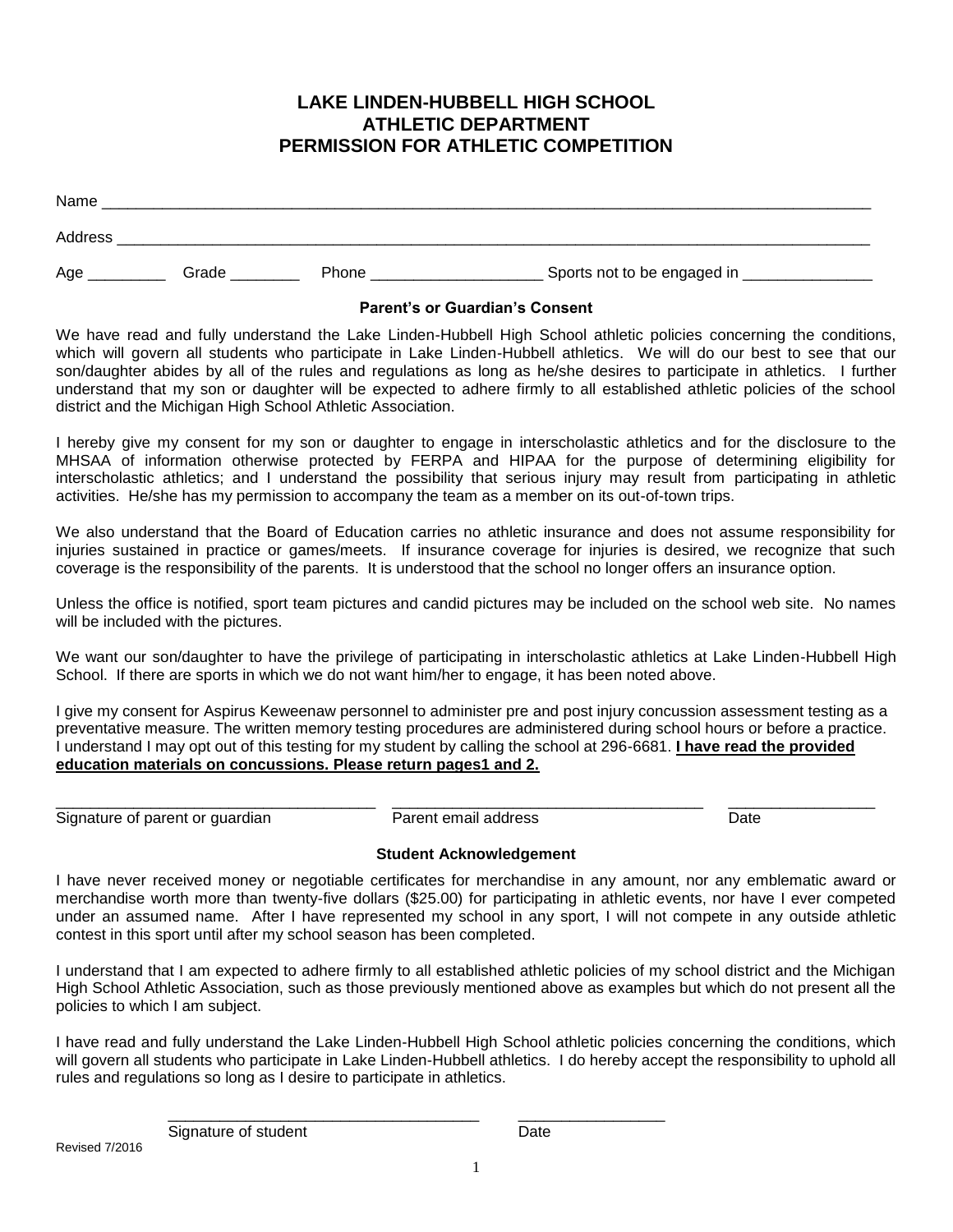# LAKE LINDEN-HUBBELL HIGH SCHOOL
## ATHLETIC DEPARTMENT
## PERMISSION FOR ATHLETIC COMPETITION

Name ______________________________________________________________________________________

Address ____________________________________________________________________________________

Age _________ Grade ________ Phone ____________________ Sports not to be engaged in _______________

### Parent's or Guardian's Consent

We have read and fully understand the Lake Linden-Hubbell High School athletic policies concerning the conditions, which will govern all students who participate in Lake Linden-Hubbell athletics. We will do our best to see that our son/daughter abides by all of the rules and regulations as long as he/she desires to participate in athletics. I further understand that my son or daughter will be expected to adhere firmly to all established athletic policies of the school district and the Michigan High School Athletic Association.

I hereby give my consent for my son or daughter to engage in interscholastic athletics and for the disclosure to the MHSAA of information otherwise protected by FERPA and HIPAA for the purpose of determining eligibility for interscholastic athletics; and I understand the possibility that serious injury may result from participating in athletic activities. He/she has my permission to accompany the team as a member on its out-of-town trips.

We also understand that the Board of Education carries no athletic insurance and does not assume responsibility for injuries sustained in practice or games/meets. If insurance coverage for injuries is desired, we recognize that such coverage is the responsibility of the parents. It is understood that the school no longer offers an insurance option.

Unless the office is notified, sport team pictures and candid pictures may be included on the school web site. No names will be included with the pictures.

We want our son/daughter to have the privilege of participating in interscholastic athletics at Lake Linden-Hubbell High School. If there are sports in which we do not want him/her to engage, it has been noted above.

I give my consent for Aspirus Keweenaw personnel to administer pre and post injury concussion assessment testing as a preventative measure. The written memory testing procedures are administered during school hours or before a practice. I understand I may opt out of this testing for my student by calling the school at 296-6681. **<u>I have read the provided education materials on concussions. Please return pages1 and 2.</u>**

_____________________________________ _____________________________________ _________________
Signature of parent or guardian Parent email address Date

### Student Acknowledgement

I have never received money or negotiable certificates for merchandise in any amount, nor any emblematic award or merchandise worth more than twenty-five dollars ($25.00) for participating in athletic events, nor have I ever competed under an assumed name. After I have represented my school in any sport, I will not compete in any outside athletic contest in this sport until after my school season has been completed.

I understand that I am expected to adhere firmly to all established athletic policies of my school district and the Michigan High School Athletic Association, such as those previously mentioned above as examples but which do not present all the policies to which I am subject.

I have read and fully understand the Lake Linden-Hubbell High School athletic policies concerning the conditions, which will govern all students who participate in Lake Linden-Hubbell athletics. I do hereby accept the responsibility to uphold all rules and regulations so long as I desire to participate in athletics.

_____________________________________ _________________
Signature of student Date

Revised 7/2016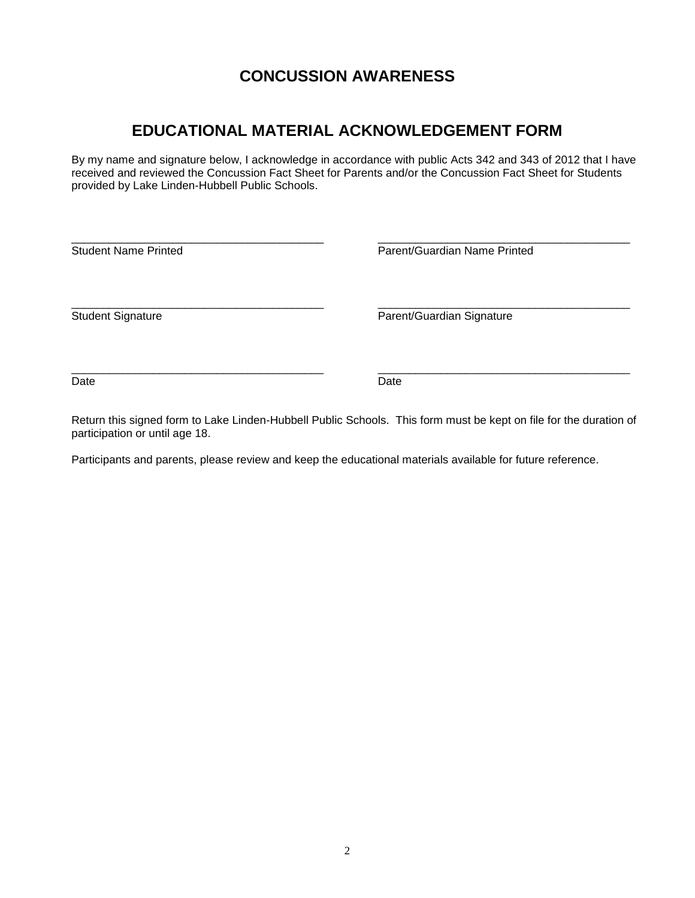# CONCUSSION AWARENESS

# EDUCATIONAL MATERIAL ACKNOWLEDGEMENT FORM

By my name and signature below, I acknowledge in accordance with public Acts 342 and 343 of 2012 that I have received and reviewed the Concussion Fact Sheet for Parents and/or the Concussion Fact Sheet for Students provided by Lake Linden-Hubbell Public Schools.

| | |
|---|---|
| _________________________________________ | _________________________________________ |
| Student Name Printed | Parent/Guardian Name Printed |
| _________________________________________ | _________________________________________ |
| Student Signature | Parent/Guardian Signature |
| _________________________________________ | _________________________________________ |
| Date | Date |

Return this signed form to Lake Linden-Hubbell Public Schools. This form must be kept on file for the duration of participation or until age 18.

Participants and parents, please review and keep the educational materials available for future reference.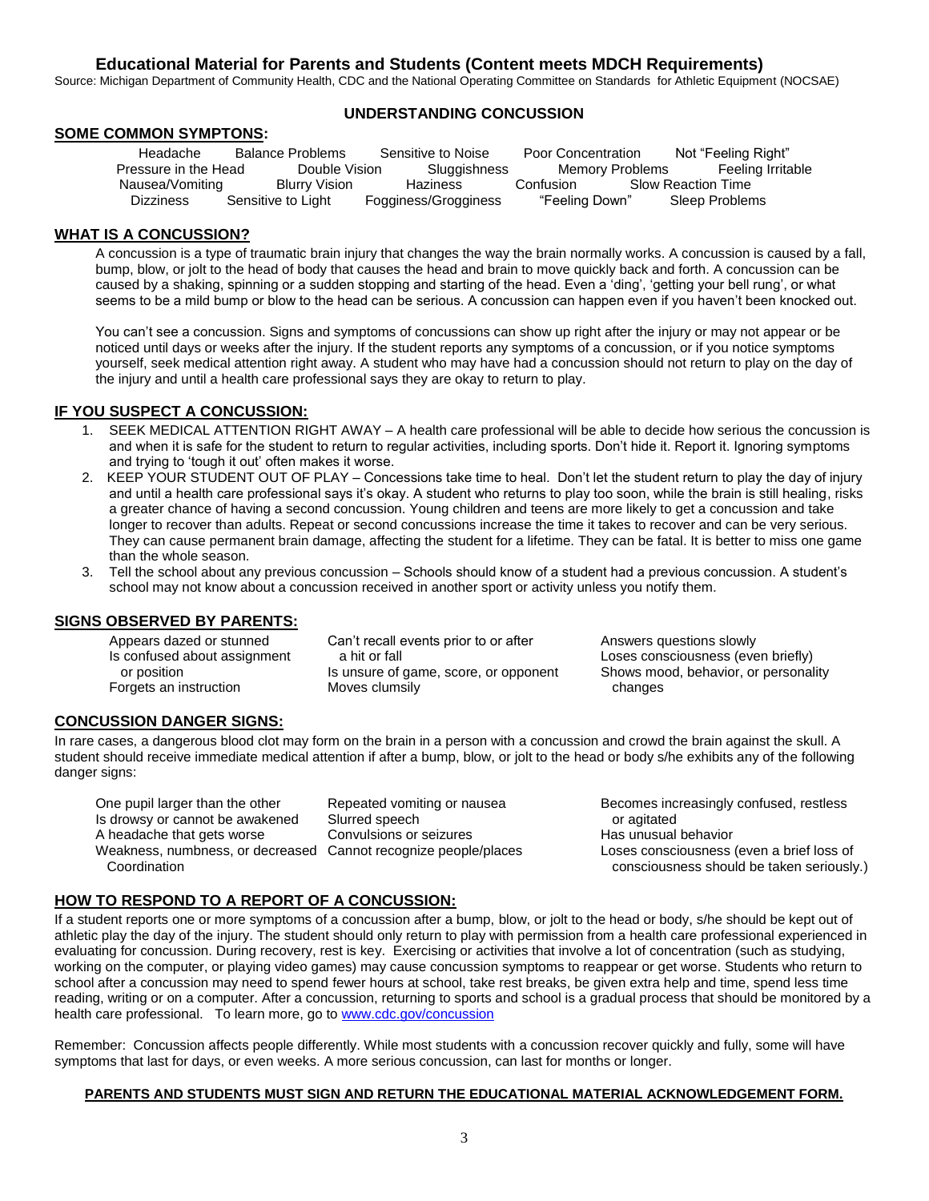## Educational Material for Parents and Students (Content meets MDCH Requirements)

Source: Michigan Department of Community Health, CDC and the National Operating Committee on Standards for Athletic Equipment (NOCSAE)

### UNDERSTANDING CONCUSSION

### SOME COMMON SYMPTONS:

- Headache
- Balance Problems
- Sensitive to Noise
- Poor Concentration
- Not "Feeling Right"
- Pressure in the Head
- Double Vision
- Sluggishness
- Memory Problems
- Feeling Irritable
- Nausea/Vomiting
- Blurry Vision
- Haziness
- Confusion
- Slow Reaction Time
- Dizziness
- Sensitive to Light
- Fogginess/Grogginess
- "Feeling Down"
- Sleep Problems

### WHAT IS A CONCUSSION?

A concussion is a type of traumatic brain injury that changes the way the brain normally works. A concussion is caused by a fall, bump, blow, or jolt to the head of body that causes the head and brain to move quickly back and forth. A concussion can be caused by a shaking, spinning or a sudden stopping and starting of the head. Even a 'ding', 'getting your bell rung', or what seems to be a mild bump or blow to the head can be serious. A concussion can happen even if you haven't been knocked out.

You can't see a concussion. Signs and symptoms of concussions can show up right after the injury or may not appear or be noticed until days or weeks after the injury. If the student reports any symptoms of a concussion, or if you notice symptoms yourself, seek medical attention right away. A student who may have had a concussion should not return to play on the day of the injury and until a health care professional says they are okay to return to play.

### IF YOU SUSPECT A CONCUSSION:

1. SEEK MEDICAL ATTENTION RIGHT AWAY – A health care professional will be able to decide how serious the concussion is and when it is safe for the student to return to regular activities, including sports. Don't hide it. Report it. Ignoring symptoms and trying to 'tough it out' often makes it worse.
2. KEEP YOUR STUDENT OUT OF PLAY – Concessions take time to heal. Don't let the student return to play the day of injury and until a health care professional says it's okay. A student who returns to play too soon, while the brain is still healing, risks a greater chance of having a second concussion. Young children and teens are more likely to get a concussion and take longer to recover than adults. Repeat or second concussions increase the time it takes to recover and can be very serious. They can cause permanent brain damage, affecting the student for a lifetime. They can be fatal. It is better to miss one game than the whole season.
3. Tell the school about any previous concussion – Schools should know of a student had a previous concussion. A student's school may not know about a concussion received in another sport or activity unless you notify them.

### SIGNS OBSERVED BY PARENTS:

- Appears dazed or stunned
- Is confused about assignment or position
- Forgets an instruction
- Can't recall events prior to or after a hit or fall
- Is unsure of game, score, or opponent
- Moves clumsily
- Answers questions slowly
- Loses consciousness (even briefly)
- Shows mood, behavior, or personality changes

### CONCUSSION DANGER SIGNS:

In rare cases, a dangerous blood clot may form on the brain in a person with a concussion and crowd the brain against the skull. A student should receive immediate medical attention if after a bump, blow, or jolt to the head or body s/he exhibits any of the following danger signs:

- One pupil larger than the other
- Is drowsy or cannot be awakened
- A headache that gets worse
- Weakness, numbness, or decreased Coordination
- Repeated vomiting or nausea
- Slurred speech
- Convulsions or seizures
- Cannot recognize people/places
- Becomes increasingly confused, restless or agitated
- Has unusual behavior
- Loses consciousness (even a brief loss of consciousness should be taken seriously.)

### HOW TO RESPOND TO A REPORT OF A CONCUSSION:

If a student reports one or more symptoms of a concussion after a bump, blow, or jolt to the head or body, s/he should be kept out of athletic play the day of the injury. The student should only return to play with permission from a health care professional experienced in evaluating for concussion. During recovery, rest is key. Exercising or activities that involve a lot of concentration (such as studying, working on the computer, or playing video games) may cause concussion symptoms to reappear or get worse. Students who return to school after a concussion may need to spend fewer hours at school, take rest breaks, be given extra help and time, spend less time reading, writing or on a computer. After a concussion, returning to sports and school is a gradual process that should be monitored by a health care professional. To learn more, go to www.cdc.gov/concussion

Remember: Concussion affects people differently. While most students with a concussion recover quickly and fully, some will have symptoms that last for days, or even weeks. A more serious concussion, can last for months or longer.

**PARENTS AND STUDENTS MUST SIGN AND RETURN THE EDUCATIONAL MATERIAL ACKNOWLEDGEMENT FORM.**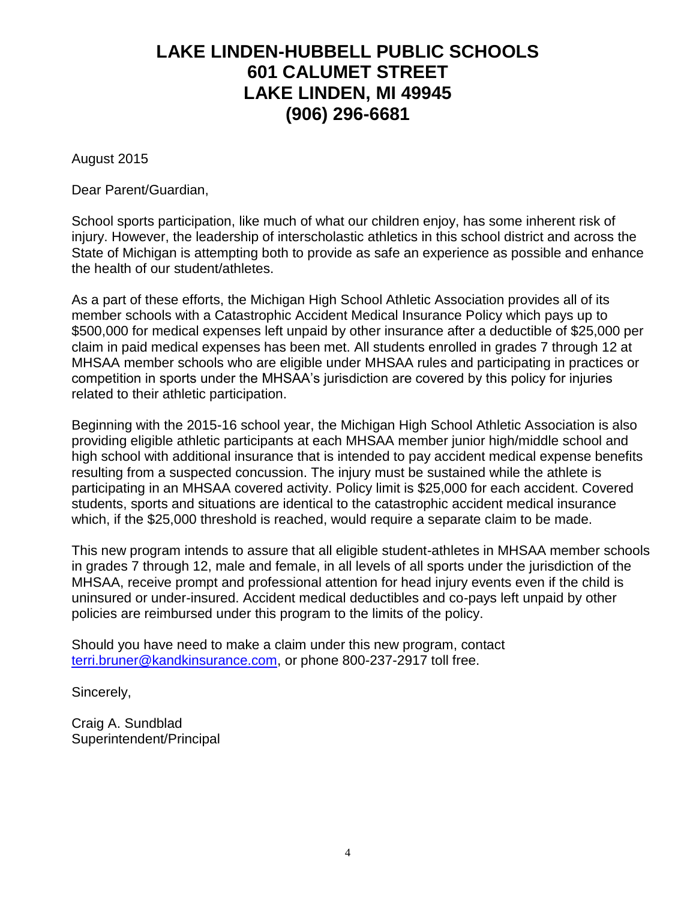# LAKE LINDEN-HUBBELL PUBLIC SCHOOLS
# 601 CALUMET STREET
# LAKE LINDEN, MI 49945
# (906) 296-6681

August 2015

Dear Parent/Guardian,

School sports participation, like much of what our children enjoy, has some inherent risk of injury. However, the leadership of interscholastic athletics in this school district and across the State of Michigan is attempting both to provide as safe an experience as possible and enhance the health of our student/athletes.

As a part of these efforts, the Michigan High School Athletic Association provides all of its member schools with a Catastrophic Accident Medical Insurance Policy which pays up to $500,000 for medical expenses left unpaid by other insurance after a deductible of $25,000 per claim in paid medical expenses has been met. All students enrolled in grades 7 through 12 at MHSAA member schools who are eligible under MHSAA rules and participating in practices or competition in sports under the MHSAA's jurisdiction are covered by this policy for injuries related to their athletic participation.

Beginning with the 2015-16 school year, the Michigan High School Athletic Association is also providing eligible athletic participants at each MHSAA member junior high/middle school and high school with additional insurance that is intended to pay accident medical expense benefits resulting from a suspected concussion. The injury must be sustained while the athlete is participating in an MHSAA covered activity. Policy limit is $25,000 for each accident. Covered students, sports and situations are identical to the catastrophic accident medical insurance which, if the $25,000 threshold is reached, would require a separate claim to be made.

This new program intends to assure that all eligible student-athletes in MHSAA member schools in grades 7 through 12, male and female, in all levels of all sports under the jurisdiction of the MHSAA, receive prompt and professional attention for head injury events even if the child is uninsured or under-insured. Accident medical deductibles and co-pays left unpaid by other policies are reimbursed under this program to the limits of the policy.

Should you have need to make a claim under this new program, contact terri.bruner@kandkinsurance.com, or phone 800-237-2917 toll free.

Sincerely,

Craig A. Sundblad
Superintendent/Principal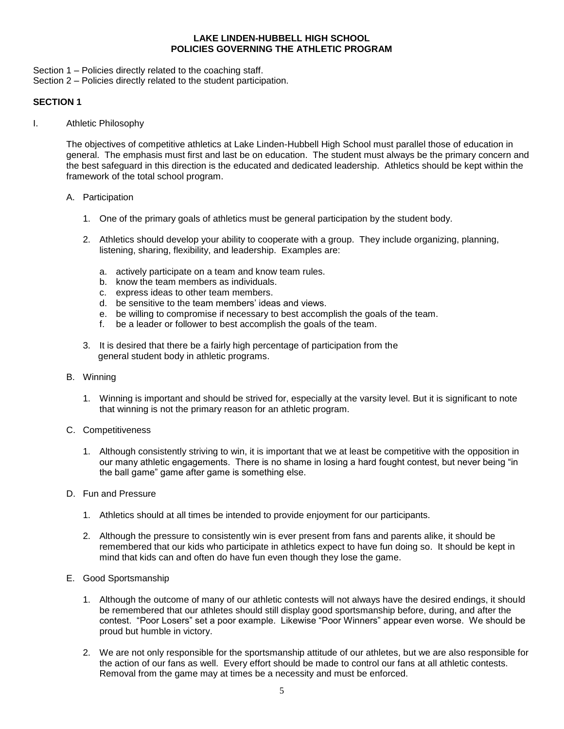**LAKE LINDEN-HUBBELL HIGH SCHOOL**
**POLICIES GOVERNING THE ATHLETIC PROGRAM**

Section 1 – Policies directly related to the coaching staff.
Section 2 – Policies directly related to the student participation.

**SECTION 1**

I. Athletic Philosophy

The objectives of competitive athletics at Lake Linden-Hubbell High School must parallel those of education in general. The emphasis must first and last be on education. The student must always be the primary concern and the best safeguard in this direction is the educated and dedicated leadership. Athletics should be kept within the framework of the total school program.

A. Participation

1. One of the primary goals of athletics must be general participation by the student body.

2. Athletics should develop your ability to cooperate with a group. They include organizing, planning, listening, sharing, flexibility, and leadership. Examples are:

   a. actively participate on a team and know team rules.
   b. know the team members as individuals.
   c. express ideas to other team members.
   d. be sensitive to the team members' ideas and views.
   e. be willing to compromise if necessary to best accomplish the goals of the team.
   f. be a leader or follower to best accomplish the goals of the team.

3. It is desired that there be a fairly high percentage of participation from the general student body in athletic programs.

B. Winning

1. Winning is important and should be strived for, especially at the varsity level. But it is significant to note that winning is not the primary reason for an athletic program.

C. Competitiveness

1. Although consistently striving to win, it is important that we at least be competitive with the opposition in our many athletic engagements. There is no shame in losing a hard fought contest, but never being "in the ball game" game after game is something else.

D. Fun and Pressure

1. Athletics should at all times be intended to provide enjoyment for our participants.

2. Although the pressure to consistently win is ever present from fans and parents alike, it should be remembered that our kids who participate in athletics expect to have fun doing so. It should be kept in mind that kids can and often do have fun even though they lose the game.

E. Good Sportsmanship

1. Although the outcome of many of our athletic contests will not always have the desired endings, it should be remembered that our athletes should still display good sportsmanship before, during, and after the contest. "Poor Losers" set a poor example. Likewise "Poor Winners" appear even worse. We should be proud but humble in victory.

2. We are not only responsible for the sportsmanship attitude of our athletes, but we are also responsible for the action of our fans as well. Every effort should be made to control our fans at all athletic contests. Removal from the game may at times be a necessity and must be enforced.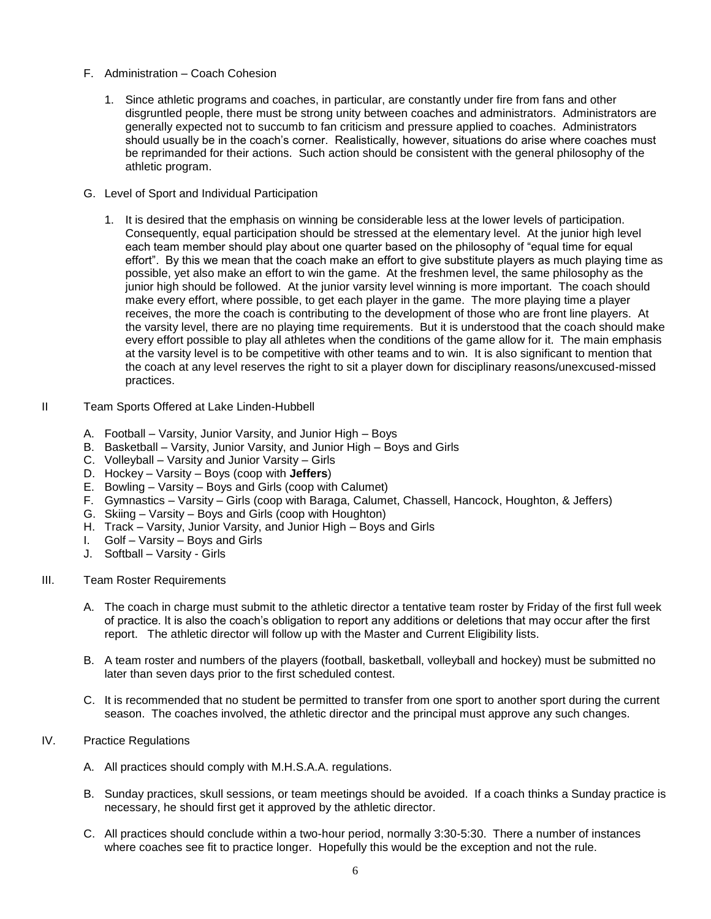F. Administration – Coach Cohesion

1. Since athletic programs and coaches, in particular, are constantly under fire from fans and other disgruntled people, there must be strong unity between coaches and administrators. Administrators are generally expected not to succumb to fan criticism and pressure applied to coaches. Administrators should usually be in the coach's corner. Realistically, however, situations do arise where coaches must be reprimanded for their actions. Such action should be consistent with the general philosophy of the athletic program.

G. Level of Sport and Individual Participation

1. It is desired that the emphasis on winning be considerable less at the lower levels of participation. Consequently, equal participation should be stressed at the elementary level. At the junior high level each team member should play about one quarter based on the philosophy of "equal time for equal effort". By this we mean that the coach make an effort to give substitute players as much playing time as possible, yet also make an effort to win the game. At the freshmen level, the same philosophy as the junior high should be followed. At the junior varsity level winning is more important. The coach should make every effort, where possible, to get each player in the game. The more playing time a player receives, the more the coach is contributing to the development of those who are front line players. At the varsity level, there are no playing time requirements. But it is understood that the coach should make every effort possible to play all athletes when the conditions of the game allow for it. The main emphasis at the varsity level is to be competitive with other teams and to win. It is also significant to mention that the coach at any level reserves the right to sit a player down for disciplinary reasons/unexcused-missed practices.

## II Team Sports Offered at Lake Linden-Hubbell

A. Football – Varsity, Junior Varsity, and Junior High – Boys
B. Basketball – Varsity, Junior Varsity, and Junior High – Boys and Girls
C. Volleyball – Varsity and Junior Varsity – Girls
D. Hockey – Varsity – Boys (coop with **Jeffers**)
E. Bowling – Varsity – Boys and Girls (coop with Calumet)
F. Gymnastics – Varsity – Girls (coop with Baraga, Calumet, Chassell, Hancock, Houghton, & Jeffers)
G. Skiing – Varsity – Boys and Girls (coop with Houghton)
H. Track – Varsity, Junior Varsity, and Junior High – Boys and Girls
I. Golf – Varsity – Boys and Girls
J. Softball – Varsity - Girls

## III. Team Roster Requirements

A. The coach in charge must submit to the athletic director a tentative team roster by Friday of the first full week of practice. It is also the coach's obligation to report any additions or deletions that may occur after the first report. The athletic director will follow up with the Master and Current Eligibility lists.

B. A team roster and numbers of the players (football, basketball, volleyball and hockey) must be submitted no later than seven days prior to the first scheduled contest.

C. It is recommended that no student be permitted to transfer from one sport to another sport during the current season. The coaches involved, the athletic director and the principal must approve any such changes.

## IV. Practice Regulations

A. All practices should comply with M.H.S.A.A. regulations.

B. Sunday practices, skull sessions, or team meetings should be avoided. If a coach thinks a Sunday practice is necessary, he should first get it approved by the athletic director.

C. All practices should conclude within a two-hour period, normally 3:30-5:30. There a number of instances where coaches see fit to practice longer. Hopefully this would be the exception and not the rule.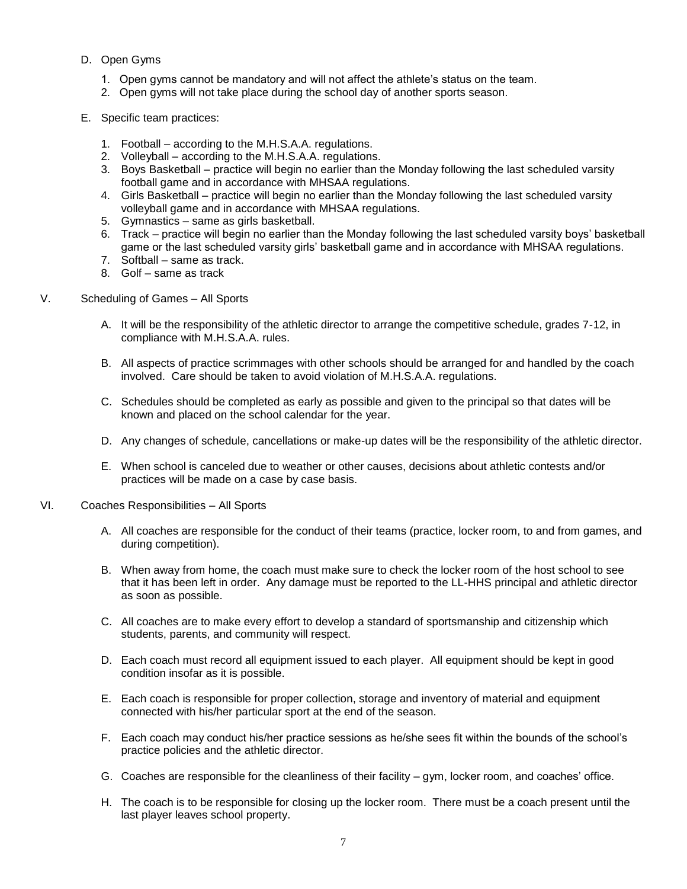D. Open Gyms

1. Open gyms cannot be mandatory and will not affect the athlete's status on the team.
2. Open gyms will not take place during the school day of another sports season.

E. Specific team practices:

1. Football – according to the M.H.S.A.A. regulations.
2. Volleyball – according to the M.H.S.A.A. regulations.
3. Boys Basketball – practice will begin no earlier than the Monday following the last scheduled varsity football game and in accordance with MHSAA regulations.
4. Girls Basketball – practice will begin no earlier than the Monday following the last scheduled varsity volleyball game and in accordance with MHSAA regulations.
5. Gymnastics – same as girls basketball.
6. Track – practice will begin no earlier than the Monday following the last scheduled varsity boys' basketball game or the last scheduled varsity girls' basketball game and in accordance with MHSAA regulations.
7. Softball – same as track.
8. Golf – same as track

## V. Scheduling of Games – All Sports

A. It will be the responsibility of the athletic director to arrange the competitive schedule, grades 7-12, in compliance with M.H.S.A.A. rules.

B. All aspects of practice scrimmages with other schools should be arranged for and handled by the coach involved. Care should be taken to avoid violation of M.H.S.A.A. regulations.

C. Schedules should be completed as early as possible and given to the principal so that dates will be known and placed on the school calendar for the year.

D. Any changes of schedule, cancellations or make-up dates will be the responsibility of the athletic director.

E. When school is canceled due to weather or other causes, decisions about athletic contests and/or practices will be made on a case by case basis.

## VI. Coaches Responsibilities – All Sports

A. All coaches are responsible for the conduct of their teams (practice, locker room, to and from games, and during competition).

B. When away from home, the coach must make sure to check the locker room of the host school to see that it has been left in order. Any damage must be reported to the LL-HHS principal and athletic director as soon as possible.

C. All coaches are to make every effort to develop a standard of sportsmanship and citizenship which students, parents, and community will respect.

D. Each coach must record all equipment issued to each player. All equipment should be kept in good condition insofar as it is possible.

E. Each coach is responsible for proper collection, storage and inventory of material and equipment connected with his/her particular sport at the end of the season.

F. Each coach may conduct his/her practice sessions as he/she sees fit within the bounds of the school's practice policies and the athletic director.

G. Coaches are responsible for the cleanliness of their facility – gym, locker room, and coaches' office.

H. The coach is to be responsible for closing up the locker room. There must be a coach present until the last player leaves school property.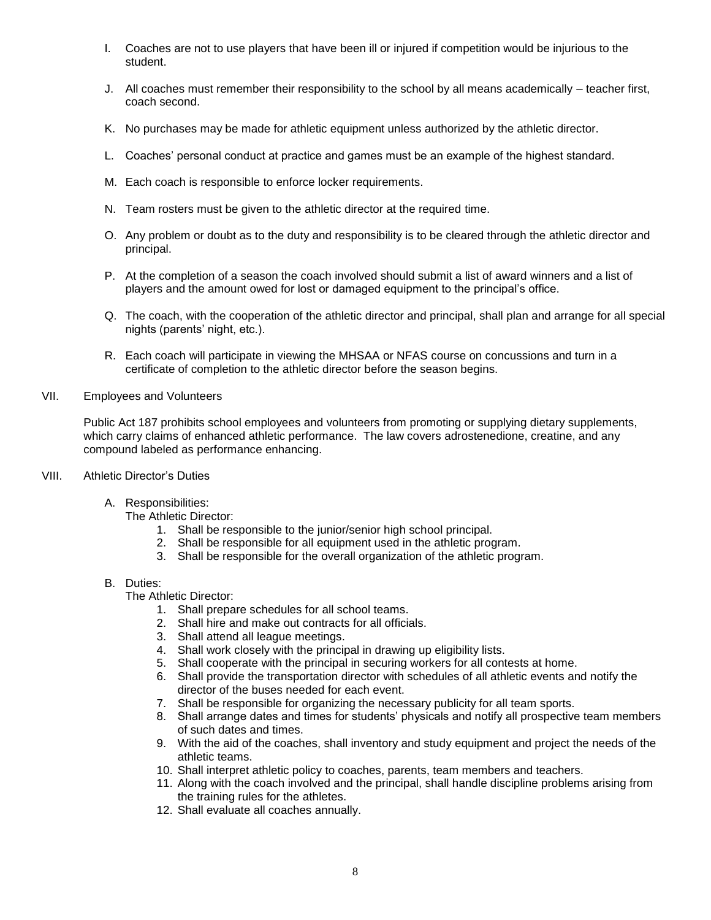I. Coaches are not to use players that have been ill or injured if competition would be injurious to the student.

J. All coaches must remember their responsibility to the school by all means academically – teacher first, coach second.

K. No purchases may be made for athletic equipment unless authorized by the athletic director.

L. Coaches' personal conduct at practice and games must be an example of the highest standard.

M. Each coach is responsible to enforce locker requirements.

N. Team rosters must be given to the athletic director at the required time.

O. Any problem or doubt as to the duty and responsibility is to be cleared through the athletic director and principal.

P. At the completion of a season the coach involved should submit a list of award winners and a list of players and the amount owed for lost or damaged equipment to the principal's office.

Q. The coach, with the cooperation of the athletic director and principal, shall plan and arrange for all special nights (parents' night, etc.).

R. Each coach will participate in viewing the MHSAA or NFAS course on concussions and turn in a certificate of completion to the athletic director before the season begins.

VII. Employees and Volunteers

Public Act 187 prohibits school employees and volunteers from promoting or supplying dietary supplements, which carry claims of enhanced athletic performance. The law covers adrostenedione, creatine, and any compound labeled as performance enhancing.

VIII. Athletic Director's Duties

A. Responsibilities:
   The Athletic Director:
   1. Shall be responsible to the junior/senior high school principal.
   2. Shall be responsible for all equipment used in the athletic program.
   3. Shall be responsible for the overall organization of the athletic program.

B. Duties:
   The Athletic Director:
   1. Shall prepare schedules for all school teams.
   2. Shall hire and make out contracts for all officials.
   3. Shall attend all league meetings.
   4. Shall work closely with the principal in drawing up eligibility lists.
   5. Shall cooperate with the principal in securing workers for all contests at home.
   6. Shall provide the transportation director with schedules of all athletic events and notify the director of the buses needed for each event.
   7. Shall be responsible for organizing the necessary publicity for all team sports.
   8. Shall arrange dates and times for students' physicals and notify all prospective team members of such dates and times.
   9. With the aid of the coaches, shall inventory and study equipment and project the needs of the athletic teams.
   10. Shall interpret athletic policy to coaches, parents, team members and teachers.
   11. Along with the coach involved and the principal, shall handle discipline problems arising from the training rules for the athletes.
   12. Shall evaluate all coaches annually.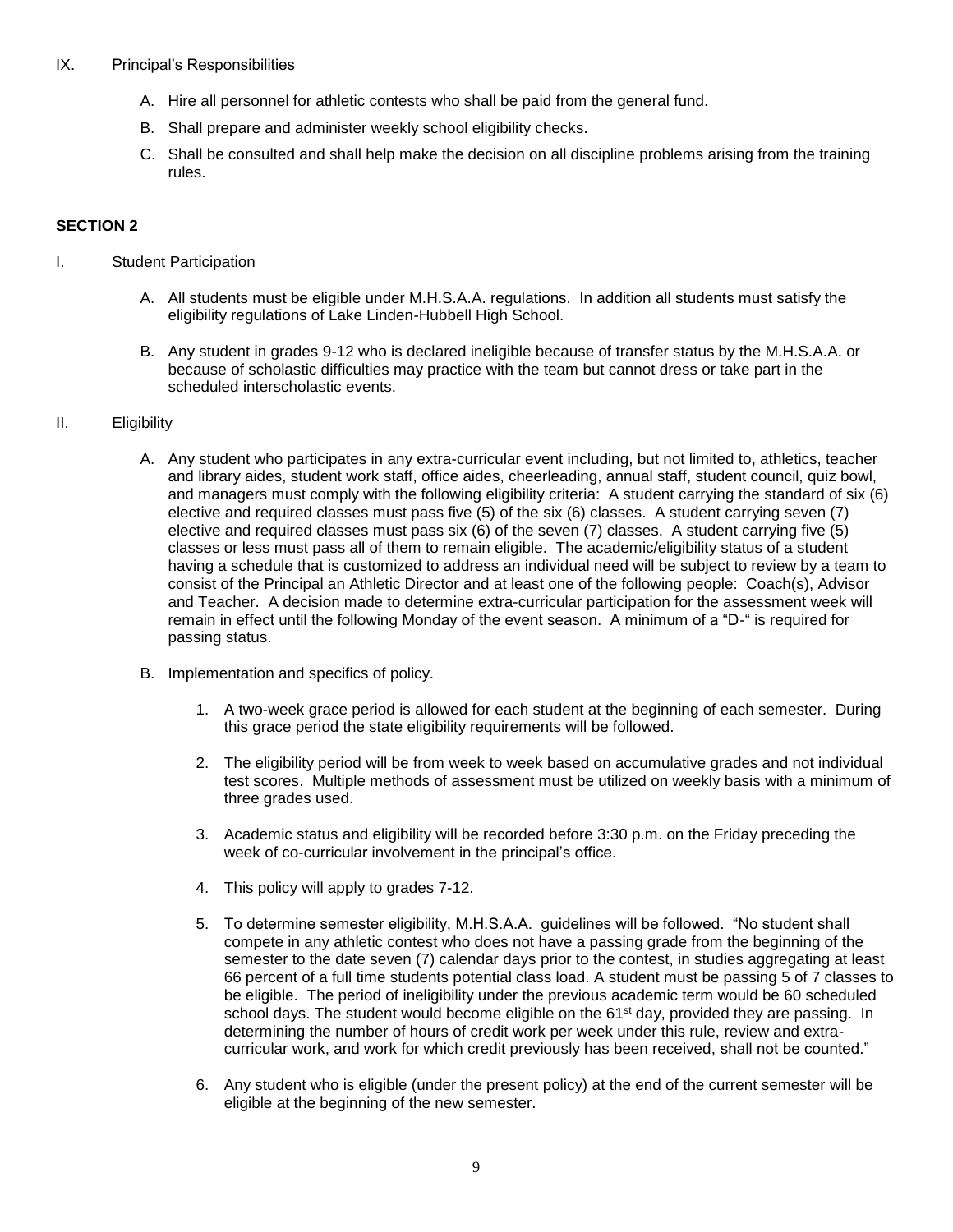IX. Principal's Responsibilities

A. Hire all personnel for athletic contests who shall be paid from the general fund.

B. Shall prepare and administer weekly school eligibility checks.

C. Shall be consulted and shall help make the decision on all discipline problems arising from the training rules.

**SECTION 2**

I. Student Participation

A. All students must be eligible under M.H.S.A.A. regulations. In addition all students must satisfy the eligibility regulations of Lake Linden-Hubbell High School.

B. Any student in grades 9-12 who is declared ineligible because of transfer status by the M.H.S.A.A. or because of scholastic difficulties may practice with the team but cannot dress or take part in the scheduled interscholastic events.

II. Eligibility

A. Any student who participates in any extra-curricular event including, but not limited to, athletics, teacher and library aides, student work staff, office aides, cheerleading, annual staff, student council, quiz bowl, and managers must comply with the following eligibility criteria: A student carrying the standard of six (6) elective and required classes must pass five (5) of the six (6) classes. A student carrying seven (7) elective and required classes must pass six (6) of the seven (7) classes. A student carrying five (5) classes or less must pass all of them to remain eligible. The academic/eligibility status of a student having a schedule that is customized to address an individual need will be subject to review by a team to consist of the Principal an Athletic Director and at least one of the following people: Coach(s), Advisor and Teacher. A decision made to determine extra-curricular participation for the assessment week will remain in effect until the following Monday of the event season. A minimum of a "D-" is required for passing status.

B. Implementation and specifics of policy.

1. A two-week grace period is allowed for each student at the beginning of each semester. During this grace period the state eligibility requirements will be followed.

2. The eligibility period will be from week to week based on accumulative grades and not individual test scores. Multiple methods of assessment must be utilized on weekly basis with a minimum of three grades used.

3. Academic status and eligibility will be recorded before 3:30 p.m. on the Friday preceding the week of co-curricular involvement in the principal's office.

4. This policy will apply to grades 7-12.

5. To determine semester eligibility, M.H.S.A.A. guidelines will be followed. "No student shall compete in any athletic contest who does not have a passing grade from the beginning of the semester to the date seven (7) calendar days prior to the contest, in studies aggregating at least 66 percent of a full time students potential class load. A student must be passing 5 of 7 classes to be eligible. The period of ineligibility under the previous academic term would be 60 scheduled school days. The student would become eligible on the 61st day, provided they are passing. In determining the number of hours of credit work per week under this rule, review and extra-curricular work, and work for which credit previously has been received, shall not be counted."

6. Any student who is eligible (under the present policy) at the end of the current semester will be eligible at the beginning of the new semester.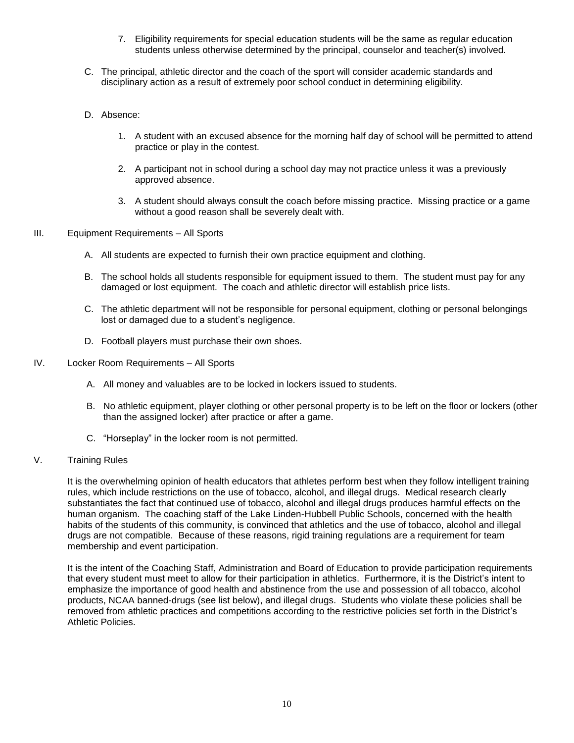7. Eligibility requirements for special education students will be the same as regular education students unless otherwise determined by the principal, counselor and teacher(s) involved.

C. The principal, athletic director and the coach of the sport will consider academic standards and disciplinary action as a result of extremely poor school conduct in determining eligibility.

D. Absence:

1. A student with an excused absence for the morning half day of school will be permitted to attend practice or play in the contest.

2. A participant not in school during a school day may not practice unless it was a previously approved absence.

3. A student should always consult the coach before missing practice. Missing practice or a game without a good reason shall be severely dealt with.

## III. Equipment Requirements – All Sports

A. All students are expected to furnish their own practice equipment and clothing.

B. The school holds all students responsible for equipment issued to them. The student must pay for any damaged or lost equipment. The coach and athletic director will establish price lists.

C. The athletic department will not be responsible for personal equipment, clothing or personal belongings lost or damaged due to a student's negligence.

D. Football players must purchase their own shoes.

## IV. Locker Room Requirements – All Sports

A. All money and valuables are to be locked in lockers issued to students.

B. No athletic equipment, player clothing or other personal property is to be left on the floor or lockers (other than the assigned locker) after practice or after a game.

C. "Horseplay" in the locker room is not permitted.

## V. Training Rules

It is the overwhelming opinion of health educators that athletes perform best when they follow intelligent training rules, which include restrictions on the use of tobacco, alcohol, and illegal drugs. Medical research clearly substantiates the fact that continued use of tobacco, alcohol and illegal drugs produces harmful effects on the human organism. The coaching staff of the Lake Linden-Hubbell Public Schools, concerned with the health habits of the students of this community, is convinced that athletics and the use of tobacco, alcohol and illegal drugs are not compatible. Because of these reasons, rigid training regulations are a requirement for team membership and event participation.

It is the intent of the Coaching Staff, Administration and Board of Education to provide participation requirements that every student must meet to allow for their participation in athletics. Furthermore, it is the District's intent to emphasize the importance of good health and abstinence from the use and possession of all tobacco, alcohol products, NCAA banned-drugs (see list below), and illegal drugs. Students who violate these policies shall be removed from athletic practices and competitions according to the restrictive policies set forth in the District's Athletic Policies.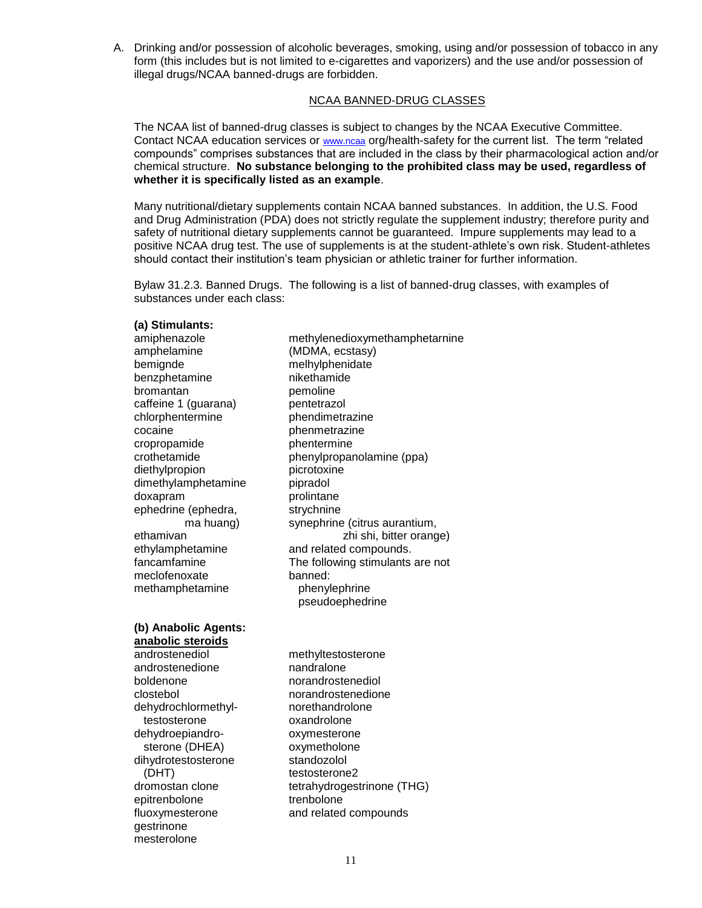A. Drinking and/or possession of alcoholic beverages, smoking, using and/or possession of tobacco in any form (this includes but is not limited to e-cigarettes and vaporizers) and the use and/or possession of illegal drugs/NCAA banned-drugs are forbidden.

NCAA BANNED-DRUG CLASSES

The NCAA list of banned-drug classes is subject to changes by the NCAA Executive Committee. Contact NCAA education services or www.ncaa org/health-safety for the current list. The term "related compounds" comprises substances that are included in the class by their pharmacological action and/or chemical structure. **No substance belonging to the prohibited class may be used, regardless of whether it is specifically listed as an example**.

Many nutritional/dietary supplements contain NCAA banned substances. In addition, the U.S. Food and Drug Administration (PDA) does not strictly regulate the supplement industry; therefore purity and safety of nutritional dietary supplements cannot be guaranteed. Impure supplements may lead to a positive NCAA drug test. The use of supplements is at the student-athlete's own risk. Student-athletes should contact their institution's team physician or athletic trainer for further information.

Bylaw 31.2.3. Banned Drugs. The following is a list of banned-drug classes, with examples of substances under each class:

**(a) Stimulants:**

amiphenazole
amphelamine
bemignde
benzphetamine
bromantan
caffeine 1 (guarana)
chlorphentermine
cocaine
cropropamide
crothetamide
diethylpropion
dimethylamphetamine
doxapram
ephedrine (ephedra, ma huang)
ethamivan
ethylamphetamine
fancamfamine
meclofenoxate
methamphetamine
methylenedioxymethamphetarnine (MDMA, ecstasy)
melhylphenidate
nikethamide
pemoline
pentetrazol
phendimetrazine
phenmetrazine
phentermine
phenylpropanolamine (ppa)
picrotoxine
pipradol
prolintane
strychnine
synephrine (citrus aurantium, zhi shi, bitter orange)
and related compounds.

The following stimulants are not banned:

phenylephrine
pseudoephedrine

**(b) Anabolic Agents:**
**anabolic steroids**

androstenediol
androstenedione
boldenone
clostebol
dehydrochlormethyl-testosterone
dehydroepiandro-sterone (DHEA)
dihydrotestosterone (DHT)
dromostan clone
epitrenbolone
fluoxymesterone
gestrinone
mesterolone
methyltestosterone
nandralone
norandrostenediol
norandrostenedione
norethandrolone
oxandrolone
oxymesterone
oxymetholone
standozolol
testosterone2
tetrahydrogestrinone (THG)
trenbolone
and related compounds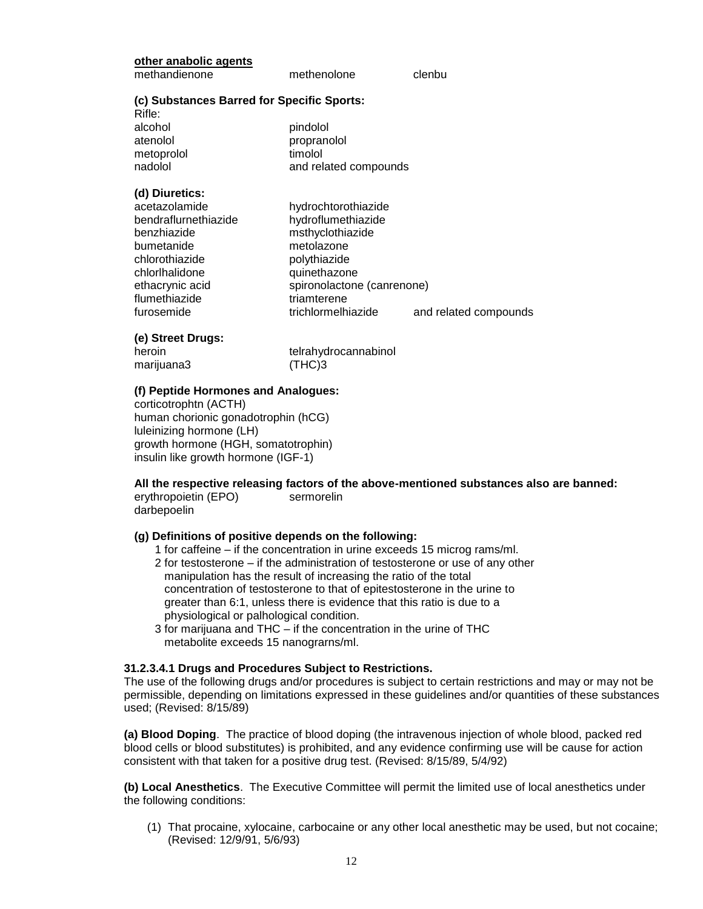**other anabolic agents**

methandienone | methenolone | clenbu

**(c) Substances Barred for Specific Sports:**

Rifle:

| | |
|---|---|
| alcohol | pindolol |
| atenolol | propranolol |
| metoprolol | timolol |
| nadolol | and related compounds |

**(d) Diuretics:**

| | | |
|---|---|---|
| acetazolamide | hydrochtorothiazide | |
| bendraflurnethiazide | hydroflumethiazide | |
| benzhiazide | msthyclothiazide | |
| bumetanide | metolazone | |
| chlorothiazide | polythiazide | |
| chlorlhalidone | quinethazone | |
| ethacrynic acid | spironolactone (canrenone) | |
| flumethiazide | triamterene | |
| furosemide | trichlormelhiazide | and related compounds |

**(e) Street Drugs:**

| | |
|---|---|
| heroin | telrahydrocannabinol |
| marijuana3 | (THC)3 |

**(f) Peptide Hormones and Analogues:**

corticotrophtn (ACTH)
human chorionic gonadotrophin (hCG)
luleinizing hormone (LH)
growth hormone (HGH, somatotrophin)
insulin like growth hormone (IGF-1)

**All the respective releasing factors of the above-mentioned substances also are banned:**

| | |
|---|---|
| erythropoietin (EPO) | sermorelin |
| darbepoelin | |

**(g) Definitions of positive depends on the following:**

1 for caffeine – if the concentration in urine exceeds 15 microg rams/ml.
2 for testosterone – if the administration of testosterone or use of any other manipulation has the result of increasing the ratio of the total concentration of testosterone to that of epitestosterone in the urine to greater than 6:1, unless there is evidence that this ratio is due to a physiological or palhological condition.
3 for marijuana and THC – if the concentration in the urine of THC metabolite exceeds 15 nanograrns/ml.

**31.2.3.4.1 Drugs and Procedures Subject to Restrictions.**

The use of the following drugs and/or procedures is subject to certain restrictions and may or may not be permissible, depending on limitations expressed in these guidelines and/or quantities of these substances used; (Revised: 8/15/89)

**(a) Blood Doping**. The practice of blood doping (the intravenous injection of whole blood, packed red blood cells or blood substitutes) is prohibited, and any evidence confirming use will be cause for action consistent with that taken for a positive drug test. (Revised: 8/15/89, 5/4/92)

**(b) Local Anesthetics**. The Executive Committee will permit the limited use of local anesthetics under the following conditions:

(1) That procaine, xylocaine, carbocaine or any other local anesthetic may be used, but not cocaine; (Revised: 12/9/91, 5/6/93)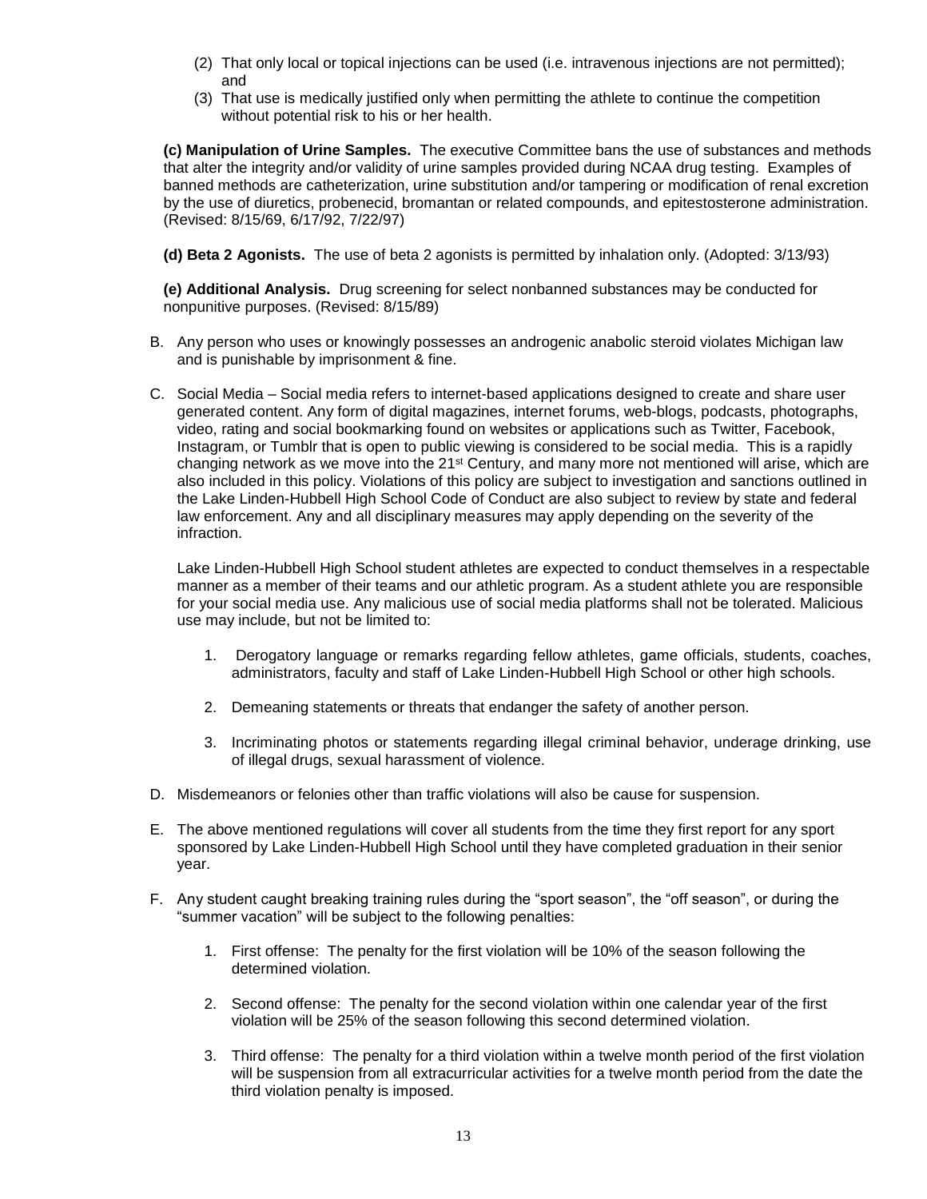(2) That only local or topical injections can be used (i.e. intravenous injections are not permitted); and

(3) That use is medically justified only when permitting the athlete to continue the competition without potential risk to his or her health.

**(c) Manipulation of Urine Samples.** The executive Committee bans the use of substances and methods that alter the integrity and/or validity of urine samples provided during NCAA drug testing. Examples of banned methods are catheterization, urine substitution and/or tampering or modification of renal excretion by the use of diuretics, probenecid, bromantan or related compounds, and epitestosterone administration. (Revised: 8/15/69, 6/17/92, 7/22/97)

**(d) Beta 2 Agonists.** The use of beta 2 agonists is permitted by inhalation only. (Adopted: 3/13/93)

**(e) Additional Analysis.** Drug screening for select nonbanned substances may be conducted for nonpunitive purposes. (Revised: 8/15/89)

B. Any person who uses or knowingly possesses an androgenic anabolic steroid violates Michigan law and is punishable by imprisonment & fine.

C. Social Media – Social media refers to internet-based applications designed to create and share user generated content. Any form of digital magazines, internet forums, web-blogs, podcasts, photographs, video, rating and social bookmarking found on websites or applications such as Twitter, Facebook, Instagram, or Tumblr that is open to public viewing is considered to be social media. This is a rapidly changing network as we move into the 21st Century, and many more not mentioned will arise, which are also included in this policy. Violations of this policy are subject to investigation and sanctions outlined in the Lake Linden-Hubbell High School Code of Conduct are also subject to review by state and federal law enforcement. Any and all disciplinary measures may apply depending on the severity of the infraction.

   Lake Linden-Hubbell High School student athletes are expected to conduct themselves in a respectable manner as a member of their teams and our athletic program. As a student athlete you are responsible for your social media use. Any malicious use of social media platforms shall not be tolerated. Malicious use may include, but not be limited to:

   1. Derogatory language or remarks regarding fellow athletes, game officials, students, coaches, administrators, faculty and staff of Lake Linden-Hubbell High School or other high schools.

   2. Demeaning statements or threats that endanger the safety of another person.

   3. Incriminating photos or statements regarding illegal criminal behavior, underage drinking, use of illegal drugs, sexual harassment of violence.

D. Misdemeanors or felonies other than traffic violations will also be cause for suspension.

E. The above mentioned regulations will cover all students from the time they first report for any sport sponsored by Lake Linden-Hubbell High School until they have completed graduation in their senior year.

F. Any student caught breaking training rules during the "sport season", the "off season", or during the "summer vacation" will be subject to the following penalties:

   1. First offense: The penalty for the first violation will be 10% of the season following the determined violation.

   2. Second offense: The penalty for the second violation within one calendar year of the first violation will be 25% of the season following this second determined violation.

   3. Third offense: The penalty for a third violation within a twelve month period of the first violation will be suspension from all extracurricular activities for a twelve month period from the date the third violation penalty is imposed.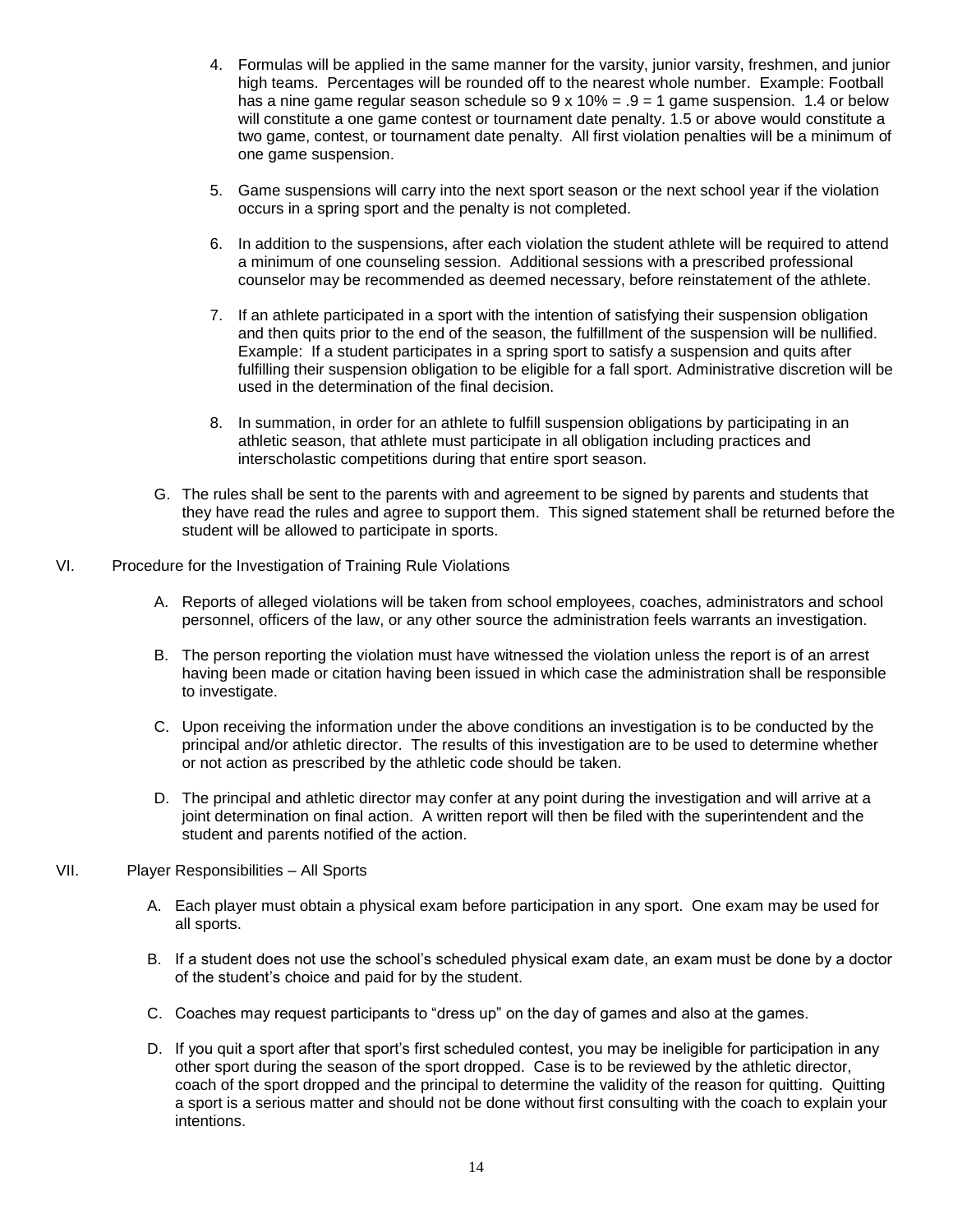4. Formulas will be applied in the same manner for the varsity, junior varsity, freshmen, and junior high teams. Percentages will be rounded off to the nearest whole number. Example: Football has a nine game regular season schedule so 9 x 10% = .9 = 1 game suspension. 1.4 or below will constitute a one game contest or tournament date penalty. 1.5 or above would constitute a two game, contest, or tournament date penalty. All first violation penalties will be a minimum of one game suspension.

5. Game suspensions will carry into the next sport season or the next school year if the violation occurs in a spring sport and the penalty is not completed.

6. In addition to the suspensions, after each violation the student athlete will be required to attend a minimum of one counseling session. Additional sessions with a prescribed professional counselor may be recommended as deemed necessary, before reinstatement of the athlete.

7. If an athlete participated in a sport with the intention of satisfying their suspension obligation and then quits prior to the end of the season, the fulfillment of the suspension will be nullified. Example: If a student participates in a spring sport to satisfy a suspension and quits after fulfilling their suspension obligation to be eligible for a fall sport. Administrative discretion will be used in the determination of the final decision.

8. In summation, in order for an athlete to fulfill suspension obligations by participating in an athletic season, that athlete must participate in all obligation including practices and interscholastic competitions during that entire sport season.

G. The rules shall be sent to the parents with and agreement to be signed by parents and students that they have read the rules and agree to support them. This signed statement shall be returned before the student will be allowed to participate in sports.

VI. Procedure for the Investigation of Training Rule Violations

A. Reports of alleged violations will be taken from school employees, coaches, administrators and school personnel, officers of the law, or any other source the administration feels warrants an investigation.

B. The person reporting the violation must have witnessed the violation unless the report is of an arrest having been made or citation having been issued in which case the administration shall be responsible to investigate.

C. Upon receiving the information under the above conditions an investigation is to be conducted by the principal and/or athletic director. The results of this investigation are to be used to determine whether or not action as prescribed by the athletic code should be taken.

D. The principal and athletic director may confer at any point during the investigation and will arrive at a joint determination on final action. A written report will then be filed with the superintendent and the student and parents notified of the action.

VII. Player Responsibilities – All Sports

A. Each player must obtain a physical exam before participation in any sport. One exam may be used for all sports.

B. If a student does not use the school's scheduled physical exam date, an exam must be done by a doctor of the student's choice and paid for by the student.

C. Coaches may request participants to "dress up" on the day of games and also at the games.

D. If you quit a sport after that sport's first scheduled contest, you may be ineligible for participation in any other sport during the season of the sport dropped. Case is to be reviewed by the athletic director, coach of the sport dropped and the principal to determine the validity of the reason for quitting. Quitting a sport is a serious matter and should not be done without first consulting with the coach to explain your intentions.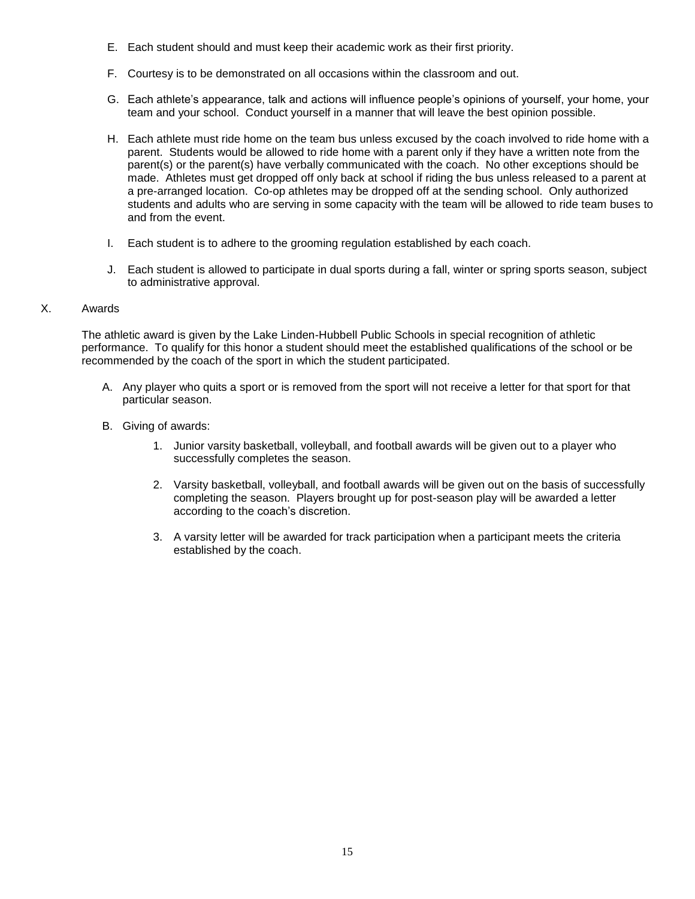E. Each student should and must keep their academic work as their first priority.

F. Courtesy is to be demonstrated on all occasions within the classroom and out.

G. Each athlete's appearance, talk and actions will influence people's opinions of yourself, your home, your team and your school. Conduct yourself in a manner that will leave the best opinion possible.

H. Each athlete must ride home on the team bus unless excused by the coach involved to ride home with a parent. Students would be allowed to ride home with a parent only if they have a written note from the parent(s) or the parent(s) have verbally communicated with the coach. No other exceptions should be made. Athletes must get dropped off only back at school if riding the bus unless released to a parent at a pre-arranged location. Co-op athletes may be dropped off at the sending school. Only authorized students and adults who are serving in some capacity with the team will be allowed to ride team buses to and from the event.

I. Each student is to adhere to the grooming regulation established by each coach.

J. Each student is allowed to participate in dual sports during a fall, winter or spring sports season, subject to administrative approval.

## X. Awards

The athletic award is given by the Lake Linden-Hubbell Public Schools in special recognition of athletic performance. To qualify for this honor a student should meet the established qualifications of the school or be recommended by the coach of the sport in which the student participated.

A. Any player who quits a sport or is removed from the sport will not receive a letter for that sport for that particular season.

B. Giving of awards:

1. Junior varsity basketball, volleyball, and football awards will be given out to a player who successfully completes the season.

2. Varsity basketball, volleyball, and football awards will be given out on the basis of successfully completing the season. Players brought up for post-season play will be awarded a letter according to the coach's discretion.

3. A varsity letter will be awarded for track participation when a participant meets the criteria established by the coach.